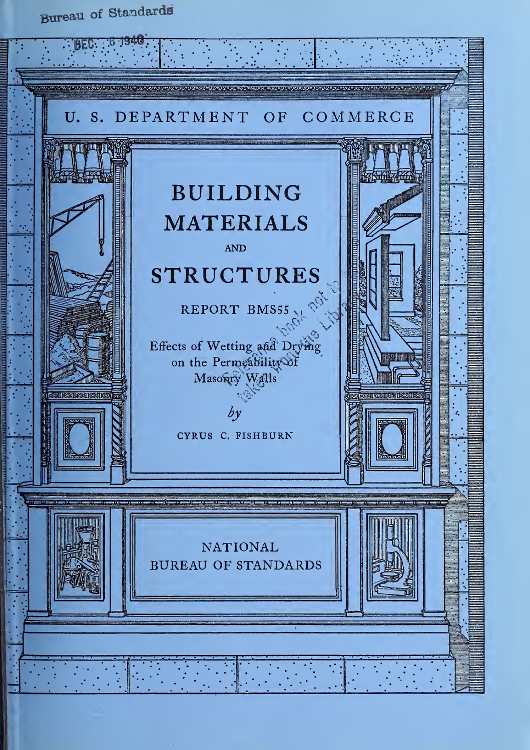Bureau of Standards

DEC. 6 1940

U. S. DEPARTMENT OF COMMERCE

# BUILDING MATERIALS AND STRUCTURES

REPORT BMS55

## Effects of Wetting and Drying on the Permeability of Masonry Walls

*by*

CYRUS C. FISHBURN

NATIONAL BUREAU OF STANDARDS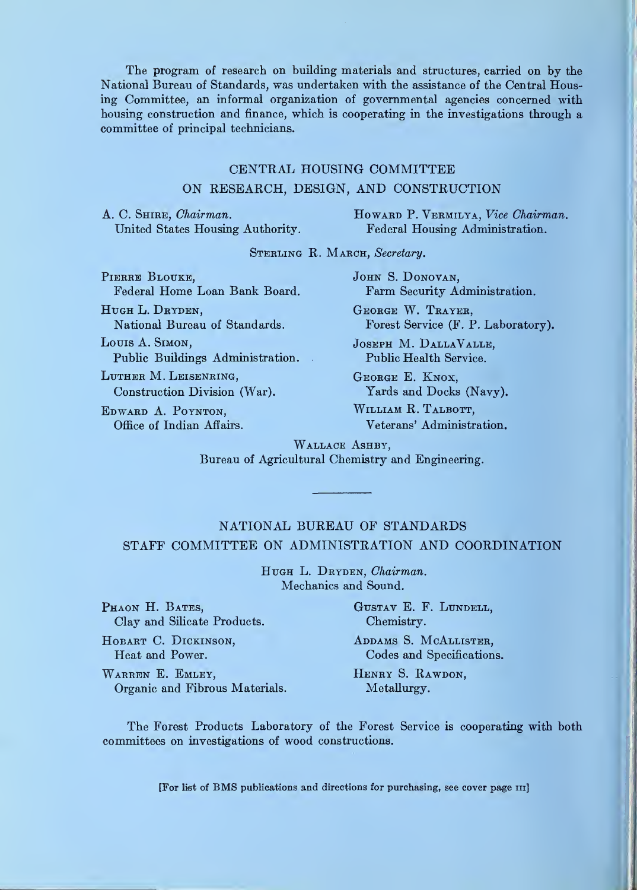The program of research on building materials and structures, carried on by the National Bureau of Standards, was undertaken with the assistance of the Central Housing Committee, an informal organization of governmental agencies concerned with housing construction and finance, which is cooperating in the investigations through a committee of principal technicians.

## CENTRAL HOUSING COMMITTEE
## ON RESEARCH, DESIGN, AND CONSTRUCTION

A. C. Shire, *Chairman.*
United States Housing Authority.

Howard P. Vermilya, *Vice Chairman.*
Federal Housing Administration.

Sterling R. March, *Secretary.*

Pierre Blouke,
Federal Home Loan Bank Board.

Hugh L. Dryden,
National Bureau of Standards.

Louis A. Simon,
Public Buildings Administration.

Luther M. Leisenring,
Construction Division (War).

Edward A. Poynton,
Office of Indian Affairs.

John S. Donovan,
Farm Security Administration.

George W. Trayer,
Forest Service (F. P. Laboratory).

Joseph M. DallaValle,
Public Health Service.

George E. Knox,
Yards and Docks (Navy).

William R. Talbott,
Veterans' Administration.

Wallace Ashby,
Bureau of Agricultural Chemistry and Engineering.

---

## NATIONAL BUREAU OF STANDARDS
## STAFF COMMITTEE ON ADMINISTRATION AND COORDINATION

Hugh L. Dryden, *Chairman.*
Mechanics and Sound.

Phaon H. Bates,
Clay and Silicate Products.

Hobart C. Dickinson,
Heat and Power.

Warren E. Emley,
Organic and Fibrous Materials.

Gustav E. F. Lundell,
Chemistry.

Addams S. McAllister,
Codes and Specifications.

Henry S. Rawdon,
Metallurgy.

The Forest Products Laboratory of the Forest Service is cooperating with both committees on investigations of wood constructions.

[For list of BMS publications and directions for purchasing, see cover page III]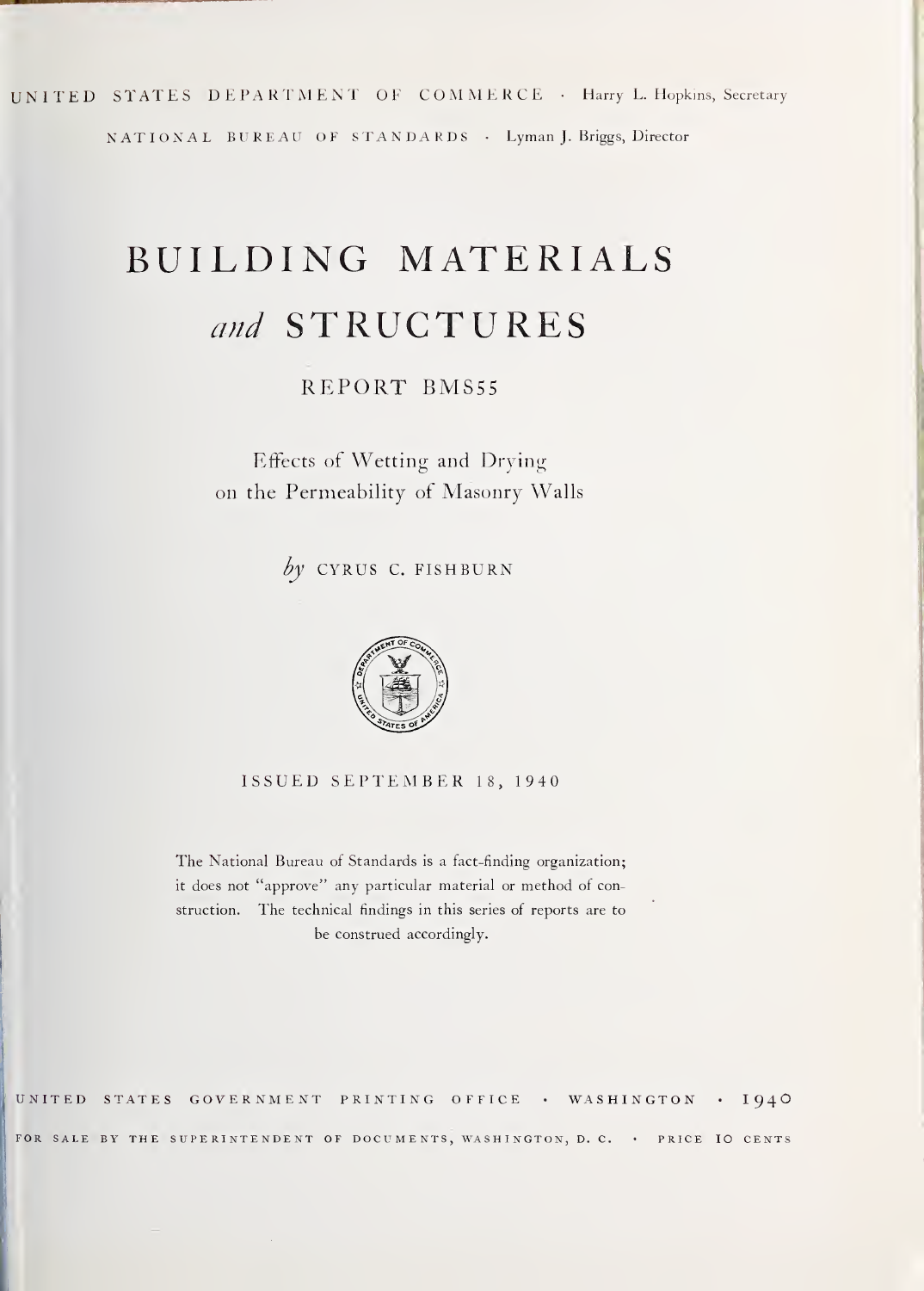UNITED STATES DEPARTMENT OF COMMERCE · Harry L. Hopkins, Secretary

NATIONAL BUREAU OF STANDARDS · Lyman J. Briggs, Director

# BUILDING MATERIALS *and* STRUCTURES

## REPORT BMS55

### Effects of Wetting and Drying on the Permeability of Masonry Walls

*by* CYRUS C. FISHBURN

ISSUED SEPTEMBER 18, 1940

The National Bureau of Standards is a fact-finding organization; it does not "approve" any particular material or method of construction. The technical findings in this series of reports are to be construed accordingly.

UNITED STATES GOVERNMENT PRINTING OFFICE · WASHINGTON · 1940

FOR SALE BY THE SUPERINTENDENT OF DOCUMENTS, WASHINGTON, D. C. · PRICE 10 CENTS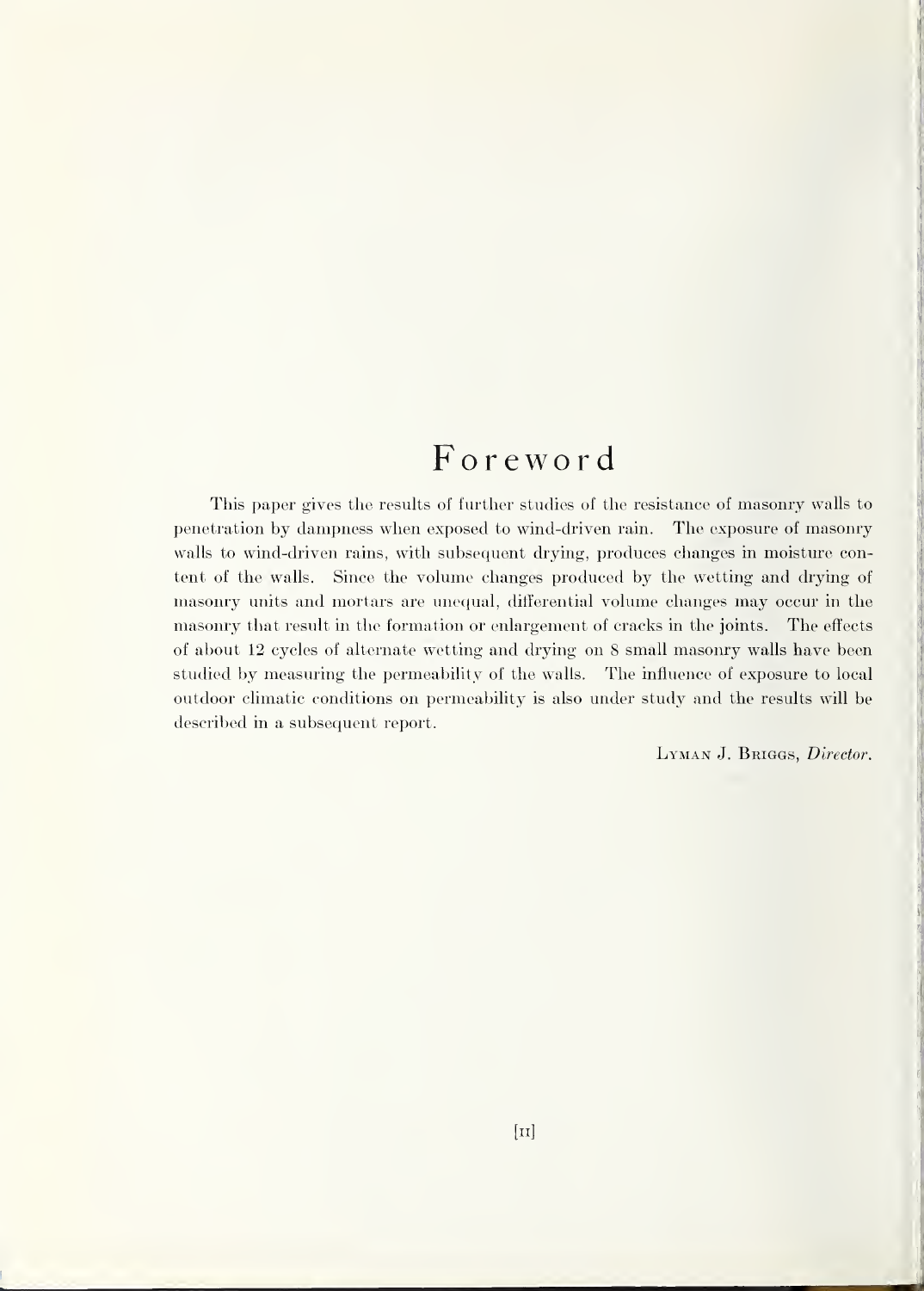# Foreword

This paper gives the results of further studies of the resistance of masonry walls to penetration by dampness when exposed to wind-driven rain. The exposure of masonry walls to wind-driven rains, with subsequent drying, produces changes in moisture content of the walls. Since the volume changes produced by the wetting and drying of masonry units and mortars are unequal, differential volume changes may occur in the masonry that result in the formation or enlargement of cracks in the joints. The effects of about 12 cycles of alternate wetting and drying on 8 small masonry walls have been studied by measuring the permeability of the walls. The influence of exposure to local outdoor climatic conditions on permeability is also under study and the results will be described in a subsequent report.

Lyman J. Briggs, *Director.*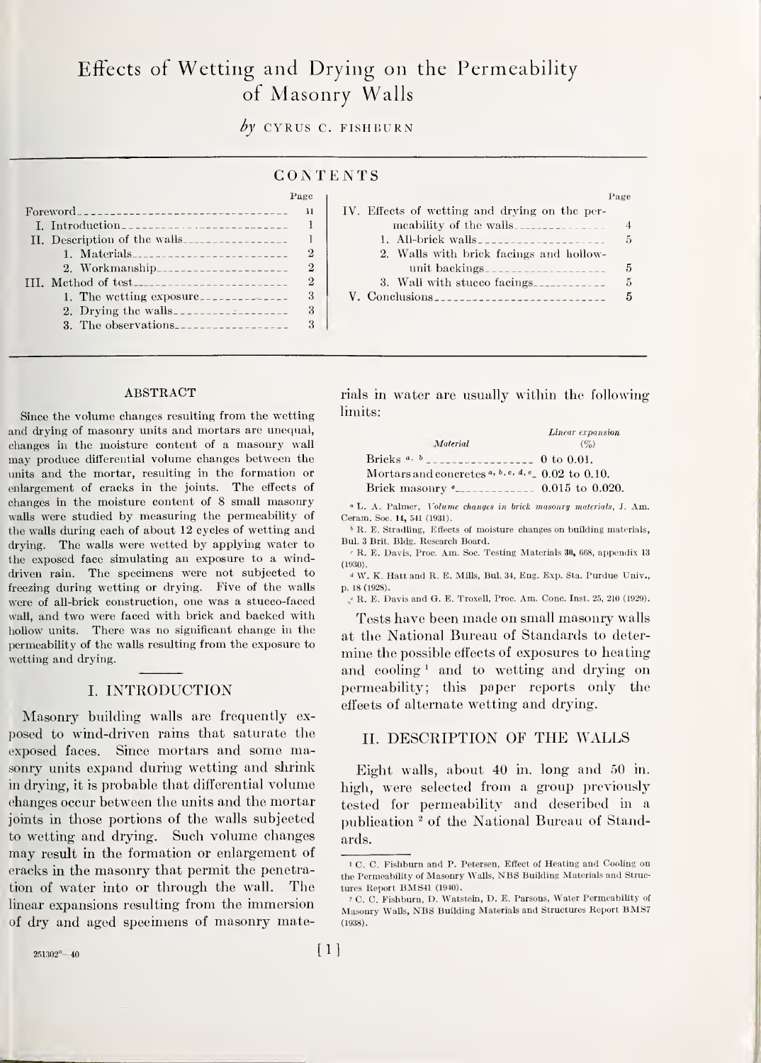# Effects of Wetting and Drying on the Permeability of Masonry Walls

*by* CYRUS C. FISHBURN

## CONTENTS

| | Page |
|---|---|
| Foreword | II |
| I. Introduction | 1 |
| II. Description of the walls | 1 |
| 1. Materials | 2 |
| 2. Workmanship | 2 |
| III. Method of test | 2 |
| 1. The wetting exposure | 3 |
| 2. Drying the walls | 3 |
| 3. The observations | 3 |
| IV. Effects of wetting and drying on the permeability of the walls | 4 |
| 1. All-brick walls | 5 |
| 2. Walls with brick facings and hollow-unit backings | 5 |
| 3. Wall with stucco facings | 5 |
| V. Conclusions | 5 |

## ABSTRACT

Since the volume changes resulting from the wetting and drying of masonry units and mortars are unequal, changes in the moisture content of a masonry wall may produce differential volume changes between the units and the mortar, resulting in the formation or enlargement of cracks in the joints. The effects of changes in the moisture content of 8 small masonry walls were studied by measuring the permeability of the walls during each of about 12 cycles of wetting and drying. The walls were wetted by applying water to the exposed face simulating an exposure to a wind-driven rain. The specimens were not subjected to freezing during wetting or drying. Five of the walls were of all-brick construction, one was a stucco-faced wall, and two were faced with brick and backed with hollow units. There was no significant change in the permeability of the walls resulting from the exposure to wetting and drying.

## I. INTRODUCTION

Masonry building walls are frequently exposed to wind-driven rains that saturate the exposed faces. Since mortars and some masonry units expand during wetting and shrink in drying, it is probable that differential volume changes occur between the units and the mortar joints in those portions of the walls subjected to wetting and drying. Such volume changes may result in the formation or enlargement of cracks in the masonry that permit the penetration of water into or through the wall. The linear expansions resulting from the immersion of dry and aged specimens of masonry materials in water are usually within the following limits:

| *Material* | *Linear expansion* (%) |
|---|---|
| Bricks [a, b] | 0 to 0.01. |
| Mortars and concretes [a, b, c, d, e] | 0.02 to 0.10. |
| Brick masonry [e] | 0.015 to 0.020. |

[a] L. A. Palmer, *Volume changes in brick masonry materials*, J. Am. Ceram. Soc. **14**, 541 (1931).

[b] R. E. Stradling, Effects of moisture changes on building materials, Bul. 3 Brit. Bldg. Research Board.

[c] R. E. Davis, Proc. Am. Soc. Testing Materials **30**, 668, appendix 13 (1930).

[d] W. K. Hatt and R. E. Mills, Bul. 34, Eng. Exp. Sta. Purdue Univ., p. 18 (1928).

[e] R. E. Davis and G. E. Troxell, Proc. Am. Conc. Inst. 25, 210 (1929).

Tests have been made on small masonry walls at the National Bureau of Standards to determine the possible effects of exposures to heating and cooling [1] and to wetting and drying on permeability; this paper reports only the effects of alternate wetting and drying.

## II. DESCRIPTION OF THE WALLS

Eight walls, about 40 in. long and 50 in. high, were selected from a group previously tested for permeability and described in a publication [2] of the National Bureau of Standards.

[1] C. C. Fishburn and P. Petersen, Effect of Heating and Cooling on the Permeability of Masonry Walls, NBS Building Materials and Structures Report BMS41 (1940).

[2] C. C. Fishburn, D. Watstein, D. E. Parsons, Water Permeability of Masonry Walls, NBS Building Materials and Structures Report BMS7 (1938).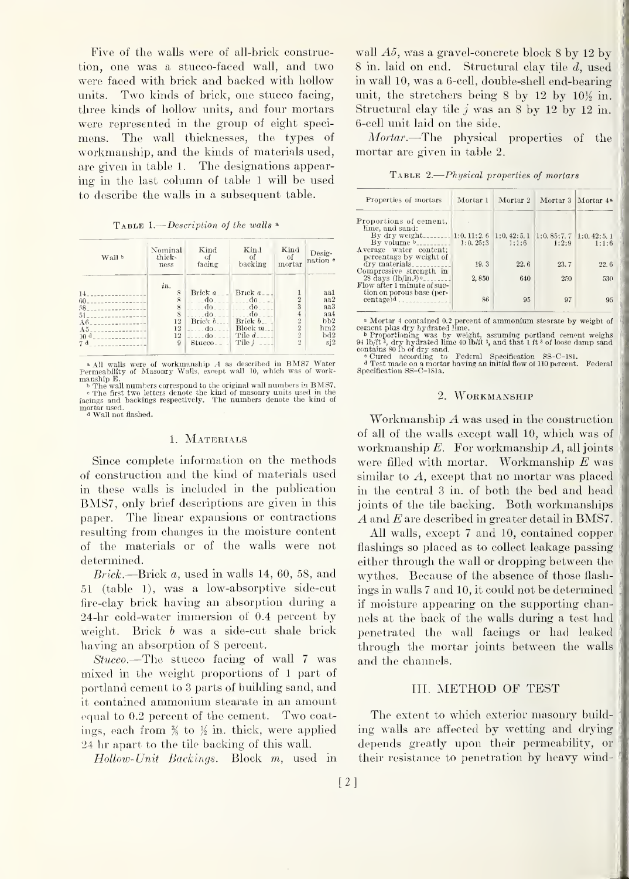Five of the walls were of all-brick construction, one was a stucco-faced wall, and two were faced with brick and backed with hollow units. Two kinds of brick, one stucco facing, three kinds of hollow units, and four mortars were represented in the group of eight specimens. The wall thicknesses, the types of workmanship, and the kinds of materials used, are given in table 1. The designations appearing in the last column of table 1 will be used to describe the walls in a subsequent table.

TABLE 1.—*Description of the walls* [a]

| Wall [b] | Nominal thickness | Kind of facing | Kind of backing | Kind of mortar | Designation [c] |
|---|---|---|---|---|---|
| | *in.* | | | | |
| 14 | 8 | Brick *a* | Brick *a* | 1 | aa1 |
| 60 | 8 | do | do | 2 | aa2 |
| 58 | 8 | do | do | 3 | aa3 |
| 51 | 8 | do | do | 4 | aa4 |
| A6 | 12 | Brick *b* | Brick *b* | 2 | bb2 |
| A5 | 12 | do | Block *m* | 2 | bm2 |
| 10 [d] | 12 | do | Tile *d* | 2 | bd2 |
| 7 [d] | 9 | Stucco | Tile *j* | 2 | sj2 |

[a] All walls were of workmanship *A* as described in BMS7 Water Permeability of Masonry Walls, except wall 10, which was of workmanship E.
[b] The wall numbers correspond to the original wall numbers in BMS7.
[c] The first two letters denote the kind of masonry units used in the facings and backings respectively. The numbers denote the kind of mortar used.
[d] Wall not flashed.

### 1. MATERIALS

Since complete information on the methods of construction and the kind of materials used in these walls is included in the publication BMS7, only brief descriptions are given in this paper. The linear expansions or contractions resulting from changes in the moisture content of the materials or of the walls were not determined.

*Brick.*—Brick *a*, used in walls 14, 60, 58, and 51 (table 1), was a low-absorptive side-cut fire-clay brick having an absorption during a 24-hr cold-water immersion of 0.4 percent by weight. Brick *b* was a side-cut shale brick having an absorption of 8 percent.

*Stucco.*—The stucco facing of wall 7 was mixed in the weight proportions of 1 part of portland cement to 3 parts of building sand, and it contained ammonium stearate in an amount equal to 0.2 percent of the cement. Two coatings, each from ⅜ to ½ in. thick, were applied 24 hr apart to the tile backing of this wall.

*Hollow-Unit Backings.* Block *m*, used in wall *A5*, was a gravel-concrete block 8 by 12 by 8 in. laid on end. Structural clay tile *d*, used in wall 10, was a 6-cell, double-shell end-bearing unit, the stretchers being 8 by 12 by 10½ in. Structural clay tile *j* was an 8 by 12 by 12 in. 6-cell unit laid on the side.

*Mortar.*—The physical properties of the mortar are given in table 2.

TABLE 2.—*Physical properties of mortars*

| Properties of mortars | Mortar 1 | Mortar 2 | Mortar 3 | Mortar 4 [a] |
|---|---|---|---|---|
| Proportions of cement, lime, and sand: | | | | |
| By dry weight | 1:0.11:2.6 | 1:0.42:5.1 | 1:0.85:7.7 | 1:0.42:5.1 |
| By volume [b] | 1:0.25:3 | 1:1:6 | 1:2:9 | 1:1:6 |
| Average water content; percentage by weight of dry materials | 19.3 | 22.6 | 23.7 | 22.6 |
| Compressive strength in 28 days (lb/in.²) [c] | 2,850 | 640 | 250 | 530 |
| Flow after 1 minute of suction on porous base (percentage) [d] | 86 | 95 | 97 | 95 |

[a] Mortar 4 contained 0.2 percent of ammonium stearate by weight of cement plus dry hydrated lime.
[b] Proportioning was by weight, assuming portland cement weighs 94 lb/ft³, dry hydrated lime 40 lb/ft³, and that 1 ft³ of loose damp sand contains 80 lb of dry sand.
[c] Cured according to Federal Specification SS-C-181.
[d] Test made on a mortar having an initial flow of 110 percent. Federal Specification SS-C-181a.

### 2. WORKMANSHIP

Workmanship *A* was used in the construction of all of the walls except wall 10, which was of workmanship *E*. For workmanship *A*, all joints were filled with mortar. Workmanship *E* was similar to *A*, except that no mortar was placed in the central 3 in. of both the bed and head joints of the tile backing. Both workmanships *A* and *E* are described in greater detail in BMS7.

All walls, except 7 and 10, contained copper flashings so placed as to collect leakage passing either through the wall or dropping between the wythes. Because of the absence of those flashings in walls 7 and 10, it could not be determined if moisture appearing on the supporting channels at the back of the walls during a test had penetrated the wall facings or had leaked through the mortar joints between the walls and the channels.

## III. METHOD OF TEST

The extent to which exterior masonry building walls are affected by wetting and drying depends greatly upon their permeability, or their resistance to penetration by heavy wind-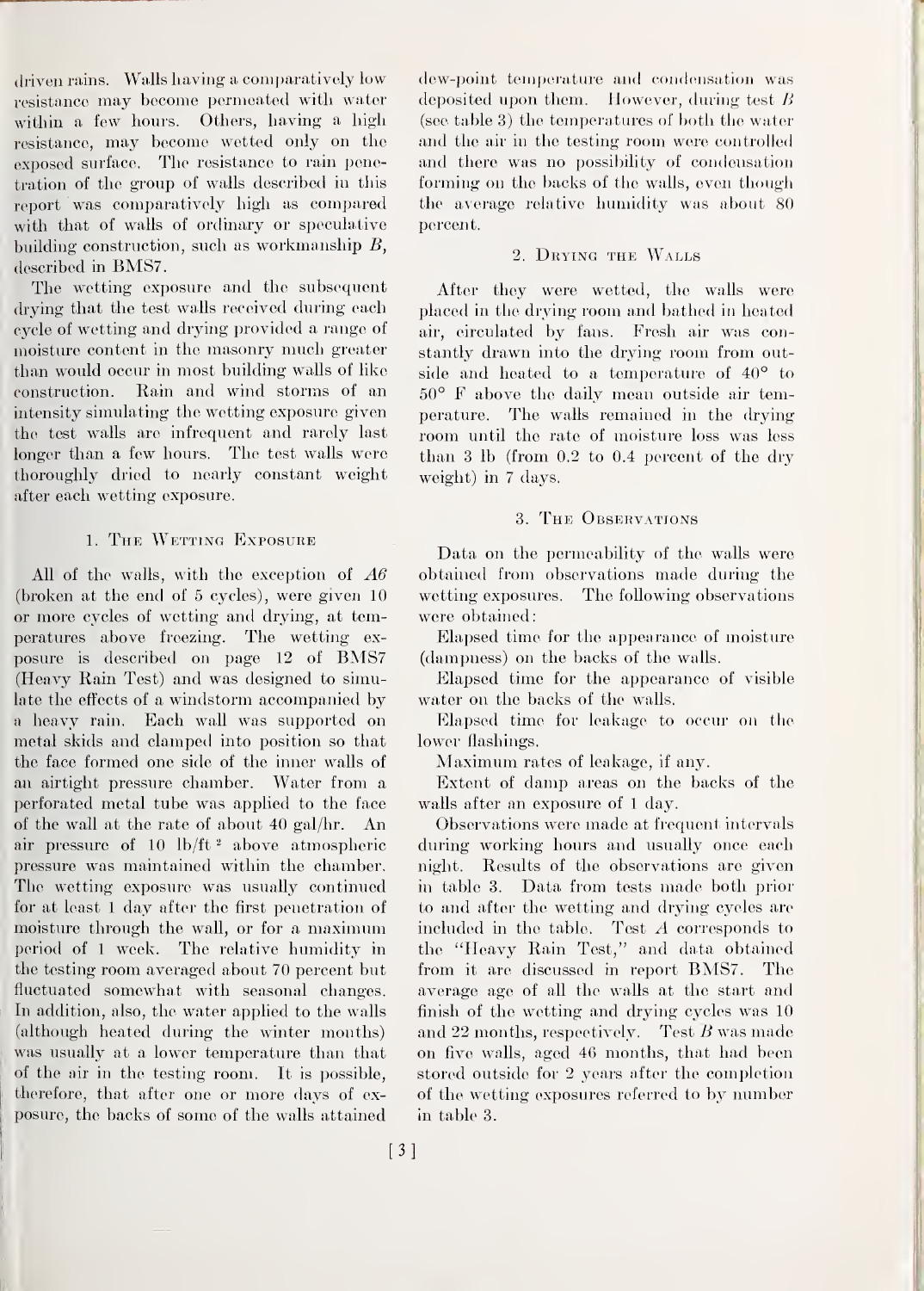driven rains. Walls having a comparatively low resistance may become permeated with water within a few hours. Others, having a high resistance, may become wetted only on the exposed surface. The resistance to rain penetration of the group of walls described in this report was comparatively high as compared with that of walls of ordinary or speculative building construction, such as workmanship *B*, described in BMS7.

The wetting exposure and the subsequent drying that the test walls received during each cycle of wetting and drying provided a range of moisture content in the masonry much greater than would occur in most building walls of like construction. Rain and wind storms of an intensity simulating the wetting exposure given the test walls are infrequent and rarely last longer than a few hours. The test walls were thoroughly dried to nearly constant weight after each wetting exposure.

### 1. The Wetting Exposure

All of the walls, with the exception of *A6* (broken at the end of 5 cycles), were given 10 or more cycles of wetting and drying, at temperatures above freezing. The wetting exposure is described on page 12 of BMS7 (Heavy Rain Test) and was designed to simulate the effects of a windstorm accompanied by a heavy rain. Each wall was supported on metal skids and clamped into position so that the face formed one side of the inner walls of an airtight pressure chamber. Water from a perforated metal tube was applied to the face of the wall at the rate of about 40 gal/hr. An air pressure of 10 lb/ft$^2$ above atmospheric pressure was maintained within the chamber. The wetting exposure was usually continued for at least 1 day after the first penetration of moisture through the wall, or for a maximum period of 1 week. The relative humidity in the testing room averaged about 70 percent but fluctuated somewhat with seasonal changes. In addition, also, the water applied to the walls (although heated during the winter months) was usually at a lower temperature than that of the air in the testing room. It is possible, therefore, that after one or more days of exposure, the backs of some of the walls attained dew-point temperature and condensation was deposited upon them. However, during test *B* (see table 3) the temperatures of both the water and the air in the testing room were controlled and there was no possibility of condensation forming on the backs of the walls, even though the average relative humidity was about 80 percent.

### 2. Drying the Walls

After they were wetted, the walls were placed in the drying room and bathed in heated air, circulated by fans. Fresh air was constantly drawn into the drying room from outside and heated to a temperature of 40° to 50° F above the daily mean outside air temperature. The walls remained in the drying room until the rate of moisture loss was less than 3 lb (from 0.2 to 0.4 percent of the dry weight) in 7 days.

### 3. The Observations

Data on the permeability of the walls were obtained from observations made during the wetting exposures. The following observations were obtained:

Elapsed time for the appearance of moisture (dampness) on the backs of the walls.

Elapsed time for the appearance of visible water on the backs of the walls.

Elapsed time for leakage to occur on the lower flashings.

Maximum rates of leakage, if any.

Extent of damp areas on the backs of the walls after an exposure of 1 day.

Observations were made at frequent intervals during working hours and usually once each night. Results of the observations are given in table 3. Data from tests made both prior to and after the wetting and drying cycles are included in the table. Test *A* corresponds to the "Heavy Rain Test," and data obtained from it are discussed in report BMS7. The average age of all the walls at the start and finish of the wetting and drying cycles was 10 and 22 months, respectively. Test *B* was made on five walls, aged 46 months, that had been stored outside for 2 years after the completion of the wetting exposures referred to by number in table 3.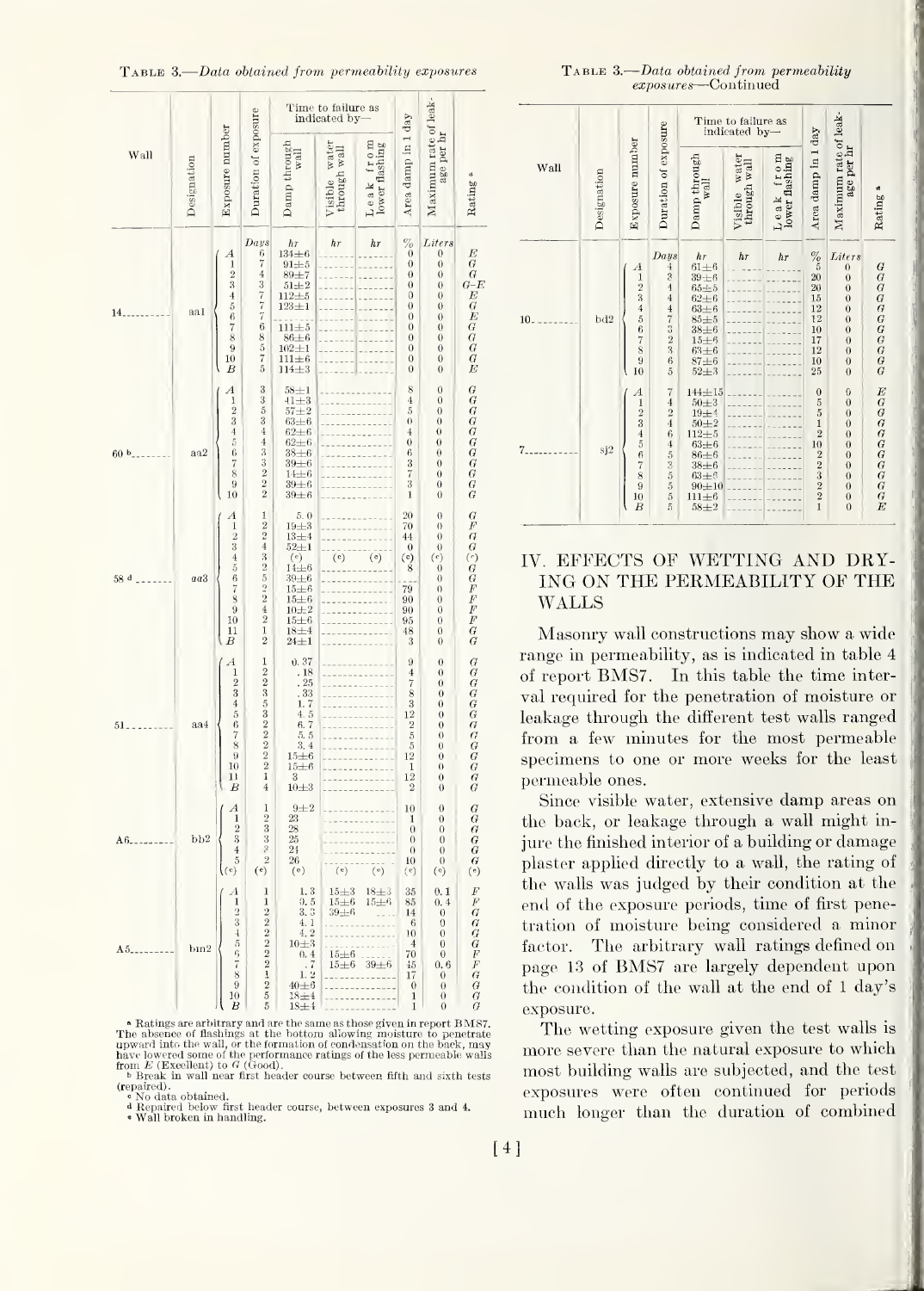TABLE 3.—*Data obtained from permeability exposures*

| Wall | Designation | Exposure number | Duration of exposure | Time to failure as indicated by— | | | Area damp in 1 day | Maximum rate of leakage per hr | Rating [a] |
|---|---|---|---|---|---|---|---|---|---|
| | | | | Damp through wall | Visible water through wall | Leak from lower flashing | | | |
| | | | *Days* | *hr* | *hr* | *hr* | *%* | *Liters* | |
| 14 | aa1 | *A* | 6 | 134±6 | | | 0 | 0 | *E* |
| | | 1 | 7 | 91±5 | | | 0 | 0 | *G* |
| | | 2 | 4 | 89±7 | | | 0 | 0 | *G* |
| | | 3 | 3 | 51±2 | | | 0 | 0 | *G–E* |
| | | 4 | 7 | 112±5 | | | 0 | 0 | *E* |
| | | 5 | 7 | 123±1 | | | 0 | 0 | *G* |
| | | 6 | 7 | | | | 0 | 0 | *E* |
| | | 7 | 6 | 111±5 | | | 0 | 0 | *G* |
| | | 8 | 8 | 86±6 | | | 0 | 0 | *G* |
| | | 9 | 5 | 102±1 | | | 0 | 0 | *G* |
| | | 10 | 7 | 111±6 | | | 0 | 0 | *G* |
| | | *B* | 5 | 114±3 | | | 0 | 0 | *E* |
| 60 [b] | aa2 | *A* | 3 | 58±1 | | | 8 | 0 | *G* |
| | | 1 | 3 | 41±3 | | | 4 | 0 | *G* |
| | | 2 | 5 | 57±2 | | | 5 | 0 | *G* |
| | | 3 | 3 | 63±6 | | | 0 | 0 | *G* |
| | | 4 | 4 | 62±6 | | | 4 | 0 | *G* |
| | | 5 | 4 | 62±6 | | | 0 | 0 | *G* |
| | | 6 | 5 | 38±6 | | | 6 | 0 | *G* |
| | | 7 | 3 | 39±6 | | | 3 | 0 | *G* |
| | | 8 | 3 | 14±6 | | | 7 | 0 | *G* |
| | | 9 | 2 | 39±6 | | | 3 | 0 | *G* |
| | | 10 | 2 | 39±6 | | | 1 | 0 | *G* |
| 58 [d] | aa3 | *A* | 1 | 5.0 | | | 20 | 0 | *G* |
| | | 1 | 2 | 19±3 | | | 70 | 0 | *F* |
| | | 2 | 2 | 13±4 | | | 44 | 0 | *G* |
| | | 3 | 4 | 52±1 | | | 0 | 0 | *G* |
| | | 4 | 3 | ([c]) | ([c]) | ([c]) | ([c]) | ([c]) | ([c]) |
| | | 5 | 2 | 14±6 | | | 8 | 0 | *G* |
| | | 6 | 5 | 39±6 | | | | 0 | *G* |
| | | 7 | 2 | 15±6 | | | 79 | 0 | *F* |
| | | 8 | 2 | 15±6 | | | 90 | 0 | *F* |
| | | 9 | 4 | 10±2 | | | 90 | 0 | *F* |
| | | 10 | 2 | 15±6 | | | 95 | 0 | *F* |
| | | 11 | 1 | 18±4 | | | 48 | 0 | *G* |
| | | *B* | 2 | 24±1 | | | 3 | 0 | *G* |
| 51 | aa4 | *A* | 1 | 0.37 | | | 9 | 0 | *G* |
| | | 1 | 2 | .18 | | | 4 | 0 | *G* |
| | | 2 | 2 | .25 | | | 7 | 0 | *G* |
| | | 3 | 3 | .33 | | | 8 | 0 | *G* |
| | | 4 | 5 | 1.7 | | | 3 | 0 | *G* |
| | | 5 | 3 | 4.5 | | | 12 | 0 | *G* |
| | | 6 | 2 | 6.7 | | | 2 | 0 | *G* |
| | | 7 | 2 | 5.5 | | | 5 | 0 | *G* |
| | | 8 | 2 | 3.4 | | | 5 | 0 | *G* |
| | | 9 | 2 | 15±6 | | | 12 | 0 | *G* |
| | | 10 | 2 | 15±6 | | | 1 | 0 | *G* |
| | | 11 | 1 | 3 | | | 12 | 0 | *G* |
| | | *B* | 4 | 10±3 | | | 2 | 0 | *G* |
| A6 | bb2 | *A* | 1 | 9±2 | | | 10 | 0 | *G* |
| | | 1 | 2 | 23 | | | 1 | 0 | *G* |
| | | 2 | 3 | 28 | | | 0 | 0 | *G* |
| | | 3 | 3 | 25 | | | 0 | 0 | *G* |
| | | 4 | 2 | 24 | | | 0 | 0 | *G* |
| | | 5 | 2 | 26 | | | 10 | 0 | *G* |
| | | ([e]) | ([e]) | ([e]) | ([e]) | ([e]) | ([e]) | ([e]) | ([e]) |
| A5 | bm2 | *A* | 1 | 1.3 | 15±3 | 18±3 | 35 | 0.1 | *F* |
| | | 1 | 1 | 0.5 | 15±6 | 15±6 | 85 | 0.4 | *F* |
| | | 2 | 2 | 3.3 | 39±6 | | 14 | 0 | *G* |
| | | 3 | 2 | 4.1 | | | 6 | 0 | *G* |
| | | 4 | 2 | 4.2 | | | 10 | 0 | *G* |
| | | 5 | 2 | 10±3 | | | 4 | 0 | *G* |
| | | 6 | 2 | 0.4 | 15±6 | | 70 | 0 | *F* |
| | | 7 | 2 | .7 | 15±6 | 39±6 | 45 | 0.6 | *F* |
| | | 8 | 1 | 1.2 | | | 17 | 0 | *G* |
| | | 9 | 2 | 40±6 | | | 0 | 0 | *G* |
| | | 10 | 5 | 18±4 | | | 1 | 0 | *G* |
| | | *B* | 5 | 18±4 | | | 1 | 0 | *G* |

[a] Ratings are arbitrary and are the same as those given in report BMS7. The absence of flashings at the bottom allowing moisture to penetrate upward into the wall, or the formation of condensation on the back, may have lowered some of the performance ratings of the less permeable walls from *E* (Excellent) to *G* (Good).

[b] Break in wall near first header course between fifth and sixth tests (repaired).

[c] No data obtained.

[d] Repaired below first header course, between exposures 3 and 4.

[e] Wall broken in handling.

TABLE 3.—*Data obtained from permeability exposures*—Continued

| Wall | Designation | Exposure number | Duration of exposure | Time to failure as indicated by— | | | Area damp in 1 day | Maximum rate of leakage per hr | Rating [a] |
|---|---|---|---|---|---|---|---|---|---|
| | | | | Damp through wall | Visible water through wall | Leak from lower flashing | | | |
| | | | *Days* | *hr* | *hr* | *hr* | *%* | *Liters* | |
| 10 | bd2 | *A* | 4 | 61±6 | | | 5 | 0 | *G* |
| | | 1 | 3 | 39±6 | | | 20 | 0 | *G* |
| | | 2 | 4 | 65±5 | | | 20 | 0 | *G* |
| | | 3 | 4 | 62±6 | | | 15 | 0 | *G* |
| | | 4 | 4 | 63±6 | | | 12 | 0 | *G* |
| | | 5 | 7 | 85±5 | | | 12 | 0 | *G* |
| | | 6 | 3 | 38±6 | | | 10 | 0 | *G* |
| | | 7 | 2 | 15±6 | | | 17 | 0 | *G* |
| | | 8 | 3 | 63±6 | | | 12 | 0 | *G* |
| | | 9 | 6 | 87±6 | | | 10 | 0 | *G* |
| | | 10 | 5 | 52±3 | | | 25 | 0 | *G* |
| 7 | sj2 | *A* | 7 | 144±15 | | | 0 | 0 | *E* |
| | | 1 | 4 | 50±3 | | | 5 | 0 | *G* |
| | | 2 | 2 | 19±4 | | | 5 | 0 | *G* |
| | | 3 | 4 | 50±2 | | | 1 | 0 | *G* |
| | | 4 | 6 | 112±5 | | | 2 | 0 | *G* |
| | | 5 | 4 | 63±6 | | | 10 | 0 | *G* |
| | | 6 | 5 | 86±6 | | | 2 | 0 | *G* |
| | | 7 | 3 | 38±6 | | | 2 | 0 | *G* |
| | | 8 | 5 | 63±6 | | | 3 | 0 | *G* |
| | | 9 | 5 | 90±10 | | | 2 | 0 | *G* |
| | | 10 | 5 | 111±6 | | | 2 | 0 | *G* |
| | | *B* | 5 | 58±2 | | | 1 | 0 | *E* |

## IV. EFFECTS OF WETTING AND DRYING ON THE PERMEABILITY OF THE WALLS

Masonry wall constructions may show a wide range in permeability, as is indicated in table 4 of report BMS7. In this table the time interval required for the penetration of moisture or leakage through the different test walls ranged from a few minutes for the most permeable specimens to one or more weeks for the least permeable ones.

Since visible water, extensive damp areas on the back, or leakage through a wall might injure the finished interior of a building or damage plaster applied directly to a wall, the rating of the walls was judged by their condition at the end of the exposure periods, time of first penetration of moisture being considered a minor factor. The arbitrary wall ratings defined on page 13 of BMS7 are largely dependent upon the condition of the wall at the end of 1 day's exposure.

The wetting exposure given the test walls is more severe than the natural exposure to which most building walls are subjected, and the test exposures were often continued for periods much longer than the duration of combined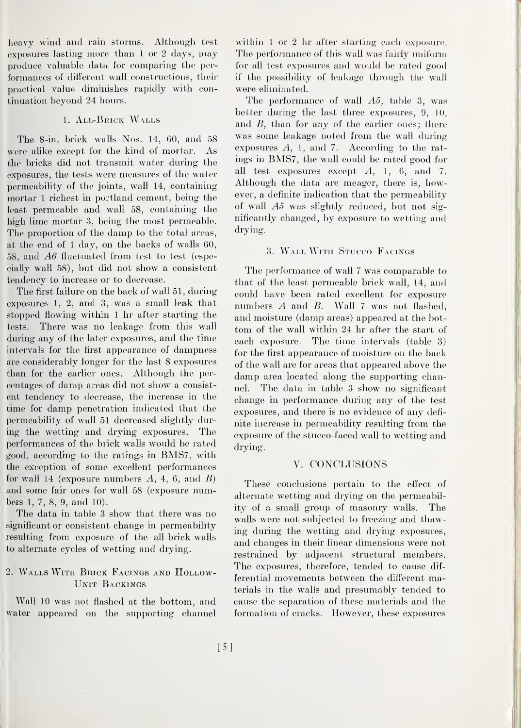heavy wind and rain storms. Although test exposures lasting more than 1 or 2 days, may produce valuable data for comparing the performances of different wall constructions, their practical value diminishes rapidly with continuation beyond 24 hours.

### 1. All-Brick Walls

The 8-in. brick walls Nos. 14, 60, and 58 were alike except for the kind of mortar. As the bricks did not transmit water during the exposures, the tests were measures of the water permeability of the joints, wall 14, containing mortar 1 richest in portland cement, being the least permeable and wall 58, containing the high lime mortar 3, being the most permeable. The proportion of the damp to the total areas, at the end of 1 day, on the backs of walls 60, 58, and *A6* fluctuated from test to test (especially wall 58), but did not show a consistent tendency to increase or to decrease.

The first failure on the back of wall 51, during exposures 1, 2, and 3, was a small leak that stopped flowing within 1 hr after starting the tests. There was no leakage from this wall during any of the later exposures, and the time intervals for the first appearance of dampness are considerably longer for the last 8 exposures than for the earlier ones. Although the percentages of damp areas did not show a consistent tendency to decrease, the increase in the time for damp penetration indicated that the permeability of wall 51 decreased slightly during the wetting and drying exposures. The performances of the brick walls would be rated good, according to the ratings in BMS7, with the exception of some excellent performances for wall 14 (exposure numbers *A*, 4, 6, and *B*) and some fair ones for wall 58 (exposure numbers 1, 7, 8, 9, and 10).

The data in table 3 show that there was no significant or consistent change in permeability resulting from exposure of the all-brick walls to alternate cycles of wetting and drying.

### 2. Walls With Brick Facings and Hollow-Unit Backings

Wall 10 was not flashed at the bottom, and water appeared on the supporting channel within 1 or 2 hr after starting each exposure. The performance of this wall was fairly uniform for all test exposures and would be rated good if the possibility of leakage through the wall were eliminated.

The performance of wall *A5*, table 3, was better during the last three exposures, 9, 10, and *B*, than for any of the earlier ones; there was some leakage noted from the wall during exposures *A*, 1, and 7. According to the ratings in BMS7, the wall could be rated good for all test exposures except *A*, 1, 6, and 7. Although the data are meager, there is, however, a definite indication that the permeability of wall *A5* was slightly reduced, but not significantly changed, by exposure to wetting and drying.

### 3. Wall With Stucco Facings

The performance of wall 7 was comparable to that of the least permeable brick wall, 14, and could have been rated excellent for exposure numbers *A* and *B*. Wall 7 was not flashed, and moisture (damp areas) appeared at the bottom of the wall within 24 hr after the start of each exposure. The time intervals (table 3) for the first appearance of moisture on the back of the wall are for areas that appeared above the damp area located along the supporting channel. The data in table 3 show no significant change in performance during any of the test exposures, and there is no evidence of any definite increase in permeability resulting from the exposure of the stucco-faced wall to wetting and drying.

## V. CONCLUSIONS

These conclusions pertain to the effect of alternate wetting and drying on the permeability of a small group of masonry walls. The walls were not subjected to freezing and thawing during the wetting and drying exposures, and changes in their linear dimensions were not restrained by adjacent structural members. The exposures, therefore, tended to cause differential movements between the different materials in the walls and presumably tended to cause the separation of these materials and the formation of cracks. However, these exposures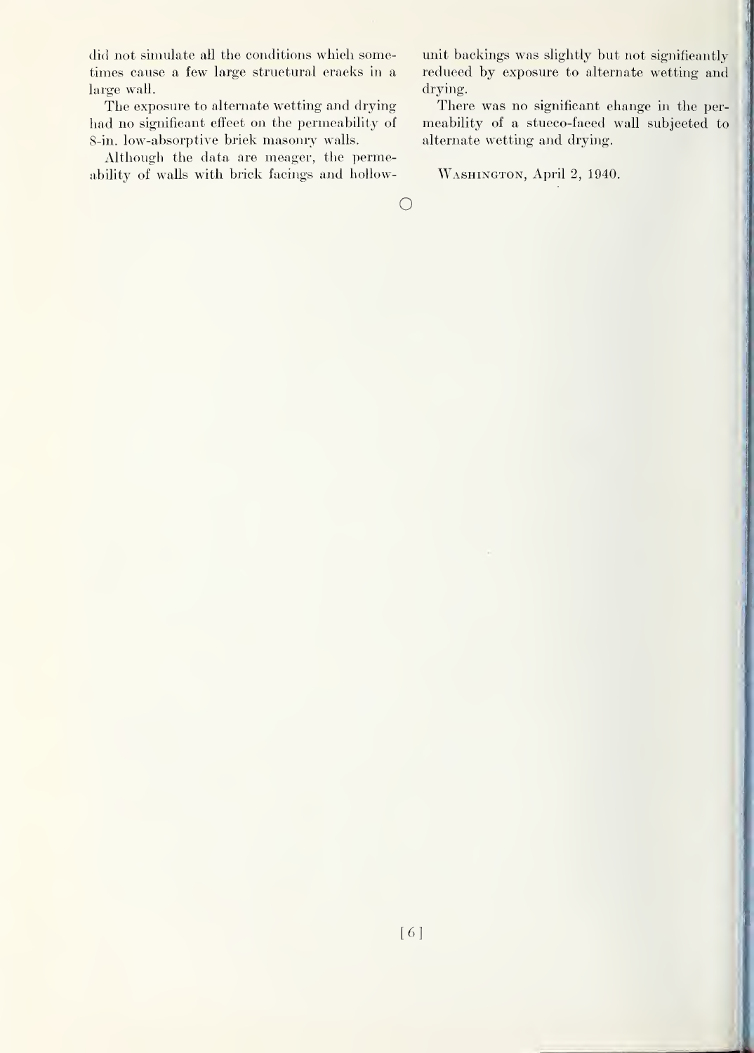did not simulate all the conditions which sometimes cause a few large structural cracks in a large wall.

The exposure to alternate wetting and drying had no significant effect on the permeability of 8-in. low-absorptive brick masonry walls.

Although the data are meager, the permeability of walls with brick facings and hollow-unit backings was slightly but not significantly reduced by exposure to alternate wetting and drying.

There was no significant change in the permeability of a stucco-faced wall subjected to alternate wetting and drying.

WASHINGTON, April 2, 1940.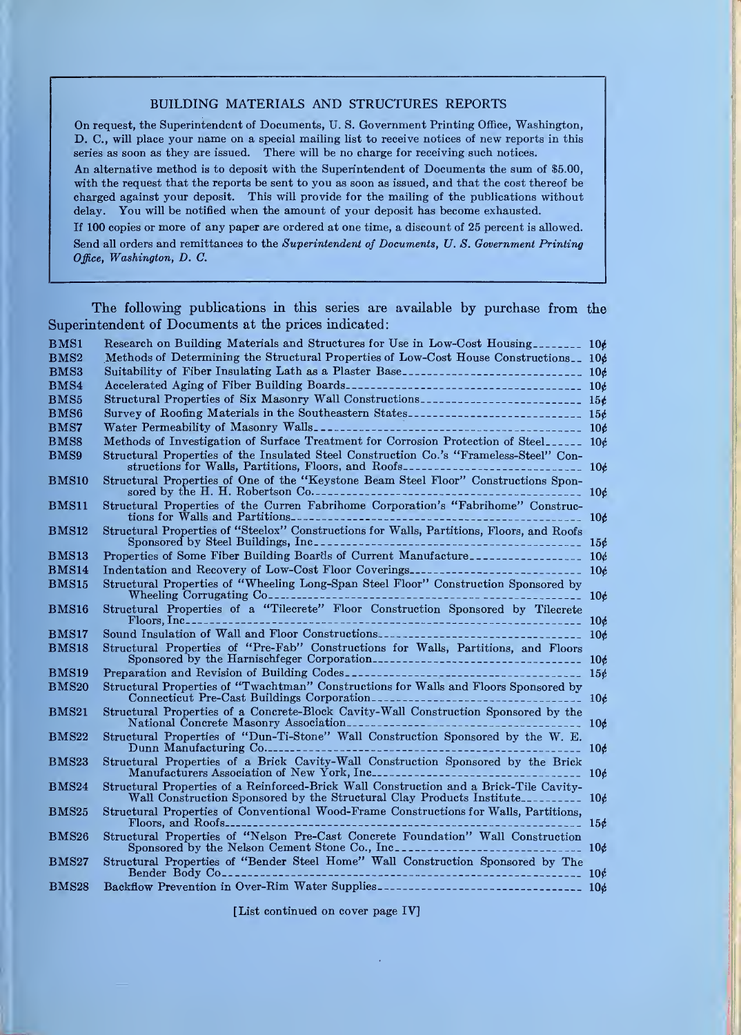## BUILDING MATERIALS AND STRUCTURES REPORTS

On request, the Superintendent of Documents, U. S. Government Printing Office, Washington, D. C., will place your name on a special mailing list to receive notices of new reports in this series as soon as they are issued. There will be no charge for receiving such notices.

An alternative method is to deposit with the Superintendent of Documents the sum of $5.00, with the request that the reports be sent to you as soon as issued, and that the cost thereof be charged against your deposit. This will provide for the mailing of the publications without delay. You will be notified when the amount of your deposit has become exhausted.

If 100 copies or more of any paper are ordered at one time, a discount of 25 percent is allowed.

Send all orders and remittances to the *Superintendent of Documents, U. S. Government Printing Office, Washington, D. C.*

The following publications in this series are available by purchase from the Superintendent of Documents at the prices indicated:

| | | |
|---|---|---|
| BMS1 | Research on Building Materials and Structures for Use in Low-Cost Housing | 10¢ |
| BMS2 | Methods of Determining the Structural Properties of Low-Cost House Constructions | 10¢ |
| BMS3 | Suitability of Fiber Insulating Lath as a Plaster Base | 10¢ |
| BMS4 | Accelerated Aging of Fiber Building Boards | 10¢ |
| BMS5 | Structural Properties of Six Masonry Wall Constructions | 15¢ |
| BMS6 | Survey of Roofing Materials in the Southeastern States | 15¢ |
| BMS7 | Water Permeability of Masonry Walls | 10¢ |
| BMS8 | Methods of Investigation of Surface Treatment for Corrosion Protection of Steel | 10¢ |
| BMS9 | Structural Properties of the Insulated Steel Construction Co.'s "Frameless-Steel" Constructions for Walls, Partitions, Floors, and Roofs | 10¢ |
| BMS10 | Structural Properties of One of the "Keystone Beam Steel Floor" Constructions Sponsored by the H. H. Robertson Co. | 10¢ |
| BMS11 | Structural Properties of the Curren Fabrihome Corporation's "Fabrihome" Constructions for Walls and Partitions | 10¢ |
| BMS12 | Structural Properties of "Steelox" Constructions for Walls, Partitions, Floors, and Roofs Sponsored by Steel Buildings, Inc | 15¢ |
| BMS13 | Properties of Some Fiber Building Boards of Current Manufacture | 10¢ |
| BMS14 | Indentation and Recovery of Low-Cost Floor Coverings | 10¢ |
| BMS15 | Structural Properties of "Wheeling Long-Span Steel Floor" Construction Sponsored by Wheeling Corrugating Co | 10¢ |
| BMS16 | Structural Properties of a "Tilecrete" Floor Construction Sponsored by Tilecrete Floors, Inc | 10¢ |
| BMS17 | Sound Insulation of Wall and Floor Constructions | 10¢ |
| BMS18 | Structural Properties of "Pre-Fab" Constructions for Walls, Partitions, and Floors Sponsored by the Harnischfeger Corporation | 10¢ |
| BMS19 | Preparation and Revision of Building Codes | 15¢ |
| BMS20 | Structural Properties of "Twachtman" Constructions for Walls and Floors Sponsored by Connecticut Pre-Cast Buildings Corporation | 10¢ |
| BMS21 | Structural Properties of a Concrete-Block Cavity-Wall Construction Sponsored by the National Concrete Masonry Association | 10¢ |
| BMS22 | Structural Properties of "Dun-Ti-Stone" Wall Construction Sponsored by the W. E. Dunn Manufacturing Co | 10¢ |
| BMS23 | Structural Properties of a Brick Cavity-Wall Construction Sponsored by the Brick Manufacturers Association of New York, Inc | 10¢ |
| BMS24 | Structural Properties of a Reinforced-Brick Wall Construction and a Brick-Tile Cavity-Wall Construction Sponsored by the Structural Clay Products Institute | 10¢ |
| BMS25 | Structural Properties of Conventional Wood-Frame Constructions for Walls, Partitions, Floors, and Roofs | 15¢ |
| BMS26 | Structural Properties of "Nelson Pre-Cast Concrete Foundation" Wall Construction Sponsored by the Nelson Cement Stone Co., Inc | 10¢ |
| BMS27 | Structural Properties of "Bender Steel Home" Wall Construction Sponsored by The Bender Body Co | 10¢ |
| BMS28 | Backflow Prevention in Over-Rim Water Supplies | 10¢ |

[List continued on cover page IV]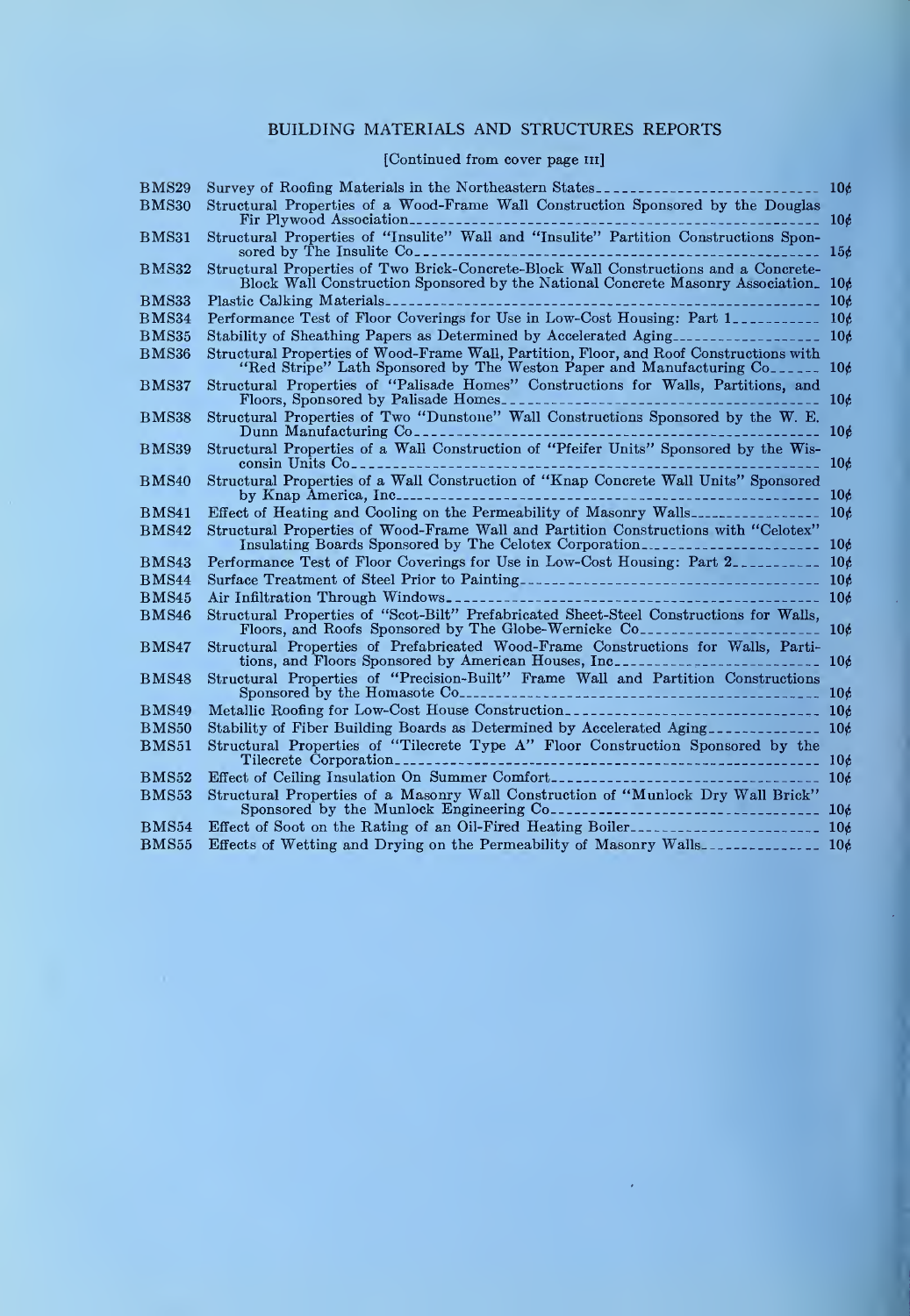# BUILDING MATERIALS AND STRUCTURES REPORTS

[Continued from cover page III]

| | | |
|---|---|---|
| BMS29 | Survey of Roofing Materials in the Northeastern States | 10¢ |
| BMS30 | Structural Properties of a Wood-Frame Wall Construction Sponsored by the Douglas Fir Plywood Association | 10¢ |
| BMS31 | Structural Properties of "Insulite" Wall and "Insulite" Partition Constructions Sponsored by The Insulite Co | 15¢ |
| BMS32 | Structural Properties of Two Brick-Concrete-Block Wall Constructions and a Concrete-Block Wall Construction Sponsored by the National Concrete Masonry Association | 10¢ |
| BMS33 | Plastic Calking Materials | 10¢ |
| BMS34 | Performance Test of Floor Coverings for Use in Low-Cost Housing: Part 1 | 10¢ |
| BMS35 | Stability of Sheathing Papers as Determined by Accelerated Aging | 10¢ |
| BMS36 | Structural Properties of Wood-Frame Wall, Partition, Floor, and Roof Constructions with "Red Stripe" Lath Sponsored by The Weston Paper and Manufacturing Co | 10¢ |
| BMS37 | Structural Properties of "Palisade Homes" Constructions for Walls, Partitions, and Floors, Sponsored by Palisade Homes | 10¢ |
| BMS38 | Structural Properties of Two "Dunstone" Wall Constructions Sponsored by the W. E. Dunn Manufacturing Co | 10¢ |
| BMS39 | Structural Properties of a Wall Construction of "Pfeifer Units" Sponsored by the Wisconsin Units Co | 10¢ |
| BMS40 | Structural Properties of a Wall Construction of "Knap Concrete Wall Units" Sponsored by Knap America, Inc | 10¢ |
| BMS41 | Effect of Heating and Cooling on the Permeability of Masonry Walls | 10¢ |
| BMS42 | Structural Properties of Wood-Frame Wall and Partition Constructions with "Celotex" Insulating Boards Sponsored by The Celotex Corporation | 10¢ |
| BMS43 | Performance Test of Floor Coverings for Use in Low-Cost Housing: Part 2 | 10¢ |
| BMS44 | Surface Treatment of Steel Prior to Painting | 10¢ |
| BMS45 | Air Infiltration Through Windows | 10¢ |
| BMS46 | Structural Properties of "Scot-Bilt" Prefabricated Sheet-Steel Constructions for Walls, Floors, and Roofs Sponsored by The Globe-Wernicke Co | 10¢ |
| BMS47 | Structural Properties of Prefabricated Wood-Frame Constructions for Walls, Partitions, and Floors Sponsored by American Houses, Inc | 10¢ |
| BMS48 | Structural Properties of "Precision-Built" Frame Wall and Partition Constructions Sponsored by the Homasote Co | 10¢ |
| BMS49 | Metallic Roofing for Low-Cost House Construction | 10¢ |
| BMS50 | Stability of Fiber Building Boards as Determined by Accelerated Aging | 10¢ |
| BMS51 | Structural Properties of "Tilecrete Type A" Floor Construction Sponsored by the Tilecrete Corporation | 10¢ |
| BMS52 | Effect of Ceiling Insulation On Summer Comfort | 10¢ |
| BMS53 | Structural Properties of a Masonry Wall Construction of "Munlock Dry Wall Brick" Sponsored by the Munlock Engineering Co | 10¢ |
| BMS54 | Effect of Soot on the Rating of an Oil-Fired Heating Boiler | 10¢ |
| BMS55 | Effects of Wetting and Drying on the Permeability of Masonry Walls | 10¢ |